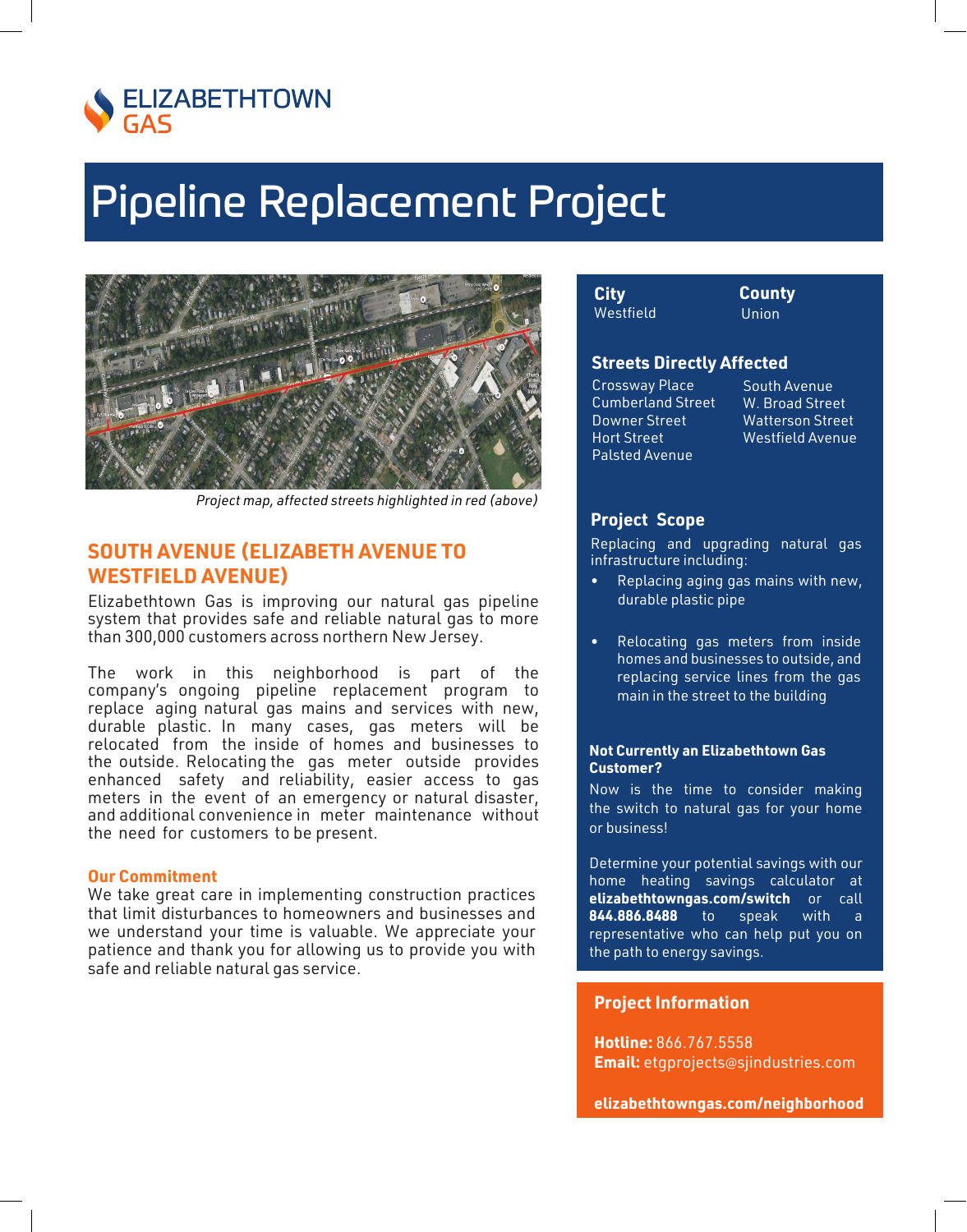ELIZABETHTOWN GAS

# Pipeline Replacement Project

*Project map, affected streets highlighted in red (above)*

## SOUTH AVENUE (ELIZABETH AVENUE TO WESTFIELD AVENUE)

Elizabethtown Gas is improving our natural gas pipeline system that provides safe and reliable natural gas to more than 300,000 customers across northern New Jersey.

The work in this neighborhood is part of the company's ongoing pipeline replacement program to replace aging natural gas mains and services with new, durable plastic. In many cases, gas meters will be relocated from the inside of homes and businesses to the outside. Relocating the gas meter outside provides enhanced safety and reliability, easier access to gas meters in the event of an emergency or natural disaster, and additional convenience in meter maintenance without the need for customers to be present.

### Our Commitment

We take great care in implementing construction practices that limit disturbances to homeowners and businesses and we understand your time is valuable. We appreciate your patience and thank you for allowing us to provide you with safe and reliable natural gas service.

**City**
Westfield

**County**
Union

### Streets Directly Affected

- Crossway Place
- Cumberland Street
- Downer Street
- Hort Street
- Palsted Avenue
- South Avenue
- W. Broad Street
- Watterson Street
- Westfield Avenue

### Project Scope

Replacing and upgrading natural gas infrastructure including:

- Replacing aging gas mains with new, durable plastic pipe
- Relocating gas meters from inside homes and businesses to outside, and replacing service lines from the gas main in the street to the building

### Not Currently an Elizabethtown Gas Customer?

Now is the time to consider making the switch to natural gas for your home or business!

Determine your potential savings with our home heating savings calculator at **elizabethtowngas.com/switch** or call **844.886.8488** to speak with a representative who can help put you on the path to energy savings.

### Project Information

**Hotline:** 866.767.5558
**Email:** etgprojects@sjindustries.com

**elizabethtowngas.com/neighborhood**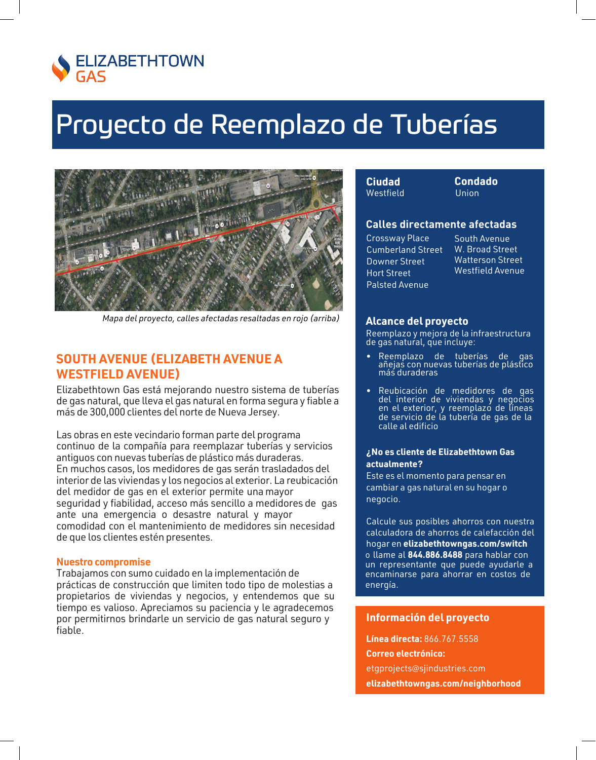ELIZABETHTOWN GAS

# Proyecto de Reemplazo de Tuberías

*Mapa del proyecto, calles afectadas resaltadas en rojo (arriba)*

## SOUTH AVENUE (ELIZABETH AVENUE A WESTFIELD AVENUE)

Elizabethtown Gas está mejorando nuestro sistema de tuberías de gas natural, que lleva el gas natural en forma segura y fiable a más de 300,000 clientes del norte de Nueva Jersey.

Las obras en este vecindario forman parte del programa continuo de la compañía para reemplazar tuberías y servicios antiguos con nuevas tuberías de plástico más duraderas. En muchos casos, los medidores de gas serán trasladados del interior de las viviendas y los negocios al exterior. La reubicación del medidor de gas en el exterior permite una mayor seguridad y fiabilidad, acceso más sencillo a medidores de gas ante una emergencia o desastre natural y mayor comodidad con el mantenimiento de medidores sin necesidad de que los clientes estén presentes.

### Nuestro compromise

Trabajamos con sumo cuidado en la implementación de prácticas de construcción que limiten todo tipo de molestias a propietarios de viviendas y negocios, y entendemos que su tiempo es valioso. Apreciamos su paciencia y le agradecemos por permitirnos brindarle un servicio de gas natural seguro y fiable.

**Ciudad**
Westfield

**Condado**
Union

### Calles directamente afectadas

- Crossway Place
- Cumberland Street
- Downer Street
- Hort Street
- Palsted Avenue
- South Avenue
- W. Broad Street
- Watterson Street
- Westfield Avenue

### Alcance del proyecto

Reemplazo y mejora de la infraestructura de gas natural, que incluye:

- Reemplazo de tuberías de gas añejas con nuevas tuberías de plástico más duraderas
- Reubicación de medidores de gas del interior de viviendas y negocios en el exterior, y reemplazo de líneas de servicio de la tubería de gas de la calle al edificio

**¿No es cliente de Elizabethtown Gas actualmente?**

Este es el momento para pensar en cambiar a gas natural en su hogar o negocio.

Calcule sus posibles ahorros con nuestra calculadora de ahorros de calefacción del hogar en **elizabethtowngas.com/switch** o llame al **844.886.8488** para hablar con un representante que puede ayudarle a encaminarse para ahorrar en costos de energía.

### Información del proyecto

**Línea directa:** 866.767.5558

**Correo electrónico:**
etgprojects@sjindustries.com

**elizabethtowngas.com/neighborhood**